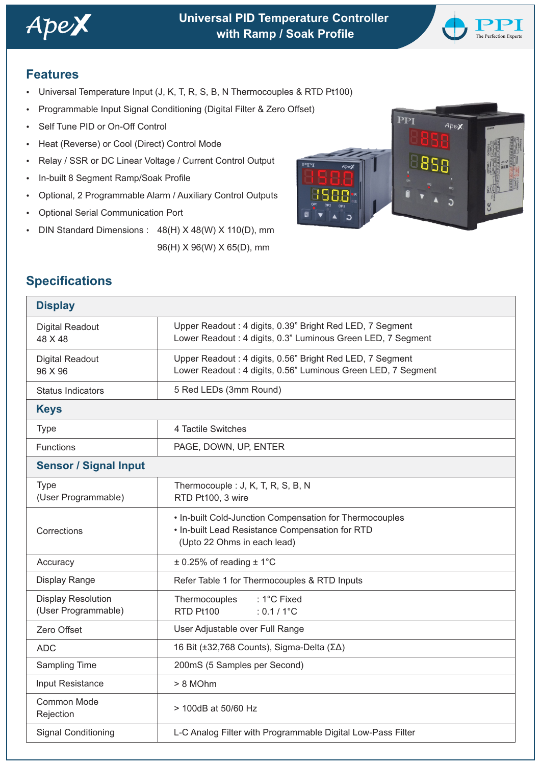# Universal PID Temperature Controller with Ramp / Soak Profile

## Features

- Universal Temperature Input (J, K, T, R, S, B, N Thermocouples & RTD Pt100)
- Programmable Input Signal Conditioning (Digital Filter & Zero Offset)
- Self Tune PID or On-Off Control
- Heat (Reverse) or Cool (Direct) Control Mode
- Relay / SSR or DC Linear Voltage / Current Control Output
- In-built 8 Segment Ramp/Soak Profile
- Optional, 2 Programmable Alarm / Auxiliary Control Outputs
- Optional Serial Communication Port
- DIN Standard Dimensions : 48(H) X 48(W) X 110(D), mm
  96(H) X 96(W) X 65(D), mm

## Specifications

| **Display** | |
|---|---|
| Digital Readout 48 X 48 | Upper Readout : 4 digits, 0.39" Bright Red LED, 7 Segment<br>Lower Readout : 4 digits, 0.3" Luminous Green LED, 7 Segment |
| Digital Readout 96 X 96 | Upper Readout : 4 digits, 0.56" Bright Red LED, 7 Segment<br>Lower Readout : 4 digits, 0.56" Luminous Green LED, 7 Segment |
| Status Indicators | 5 Red LEDs (3mm Round) |
| **Keys** | |
| Type | 4 Tactile Switches |
| Functions | PAGE, DOWN, UP, ENTER |
| **Sensor / Signal Input** | |
| Type (User Programmable) | Thermocouple : J, K, T, R, S, B, N<br>RTD Pt100, 3 wire |
| Corrections | • In-built Cold-Junction Compensation for Thermocouples<br>• In-built Lead Resistance Compensation for RTD (Upto 22 Ohms in each lead) |
| Accuracy | ± 0.25% of reading ± 1°C |
| Display Range | Refer Table 1 for Thermocouples & RTD Inputs |
| Display Resolution (User Programmable) | Thermocouples : 1°C Fixed<br>RTD Pt100 : 0.1 / 1°C |
| Zero Offset | User Adjustable over Full Range |
| ADC | 16 Bit (±32,768 Counts), Sigma-Delta (ΣΔ) |
| Sampling Time | 200mS (5 Samples per Second) |
| Input Resistance | > 8 MOhm |
| Common Mode Rejection | > 100dB at 50/60 Hz |
| Signal Conditioning | L-C Analog Filter with Programmable Digital Low-Pass Filter |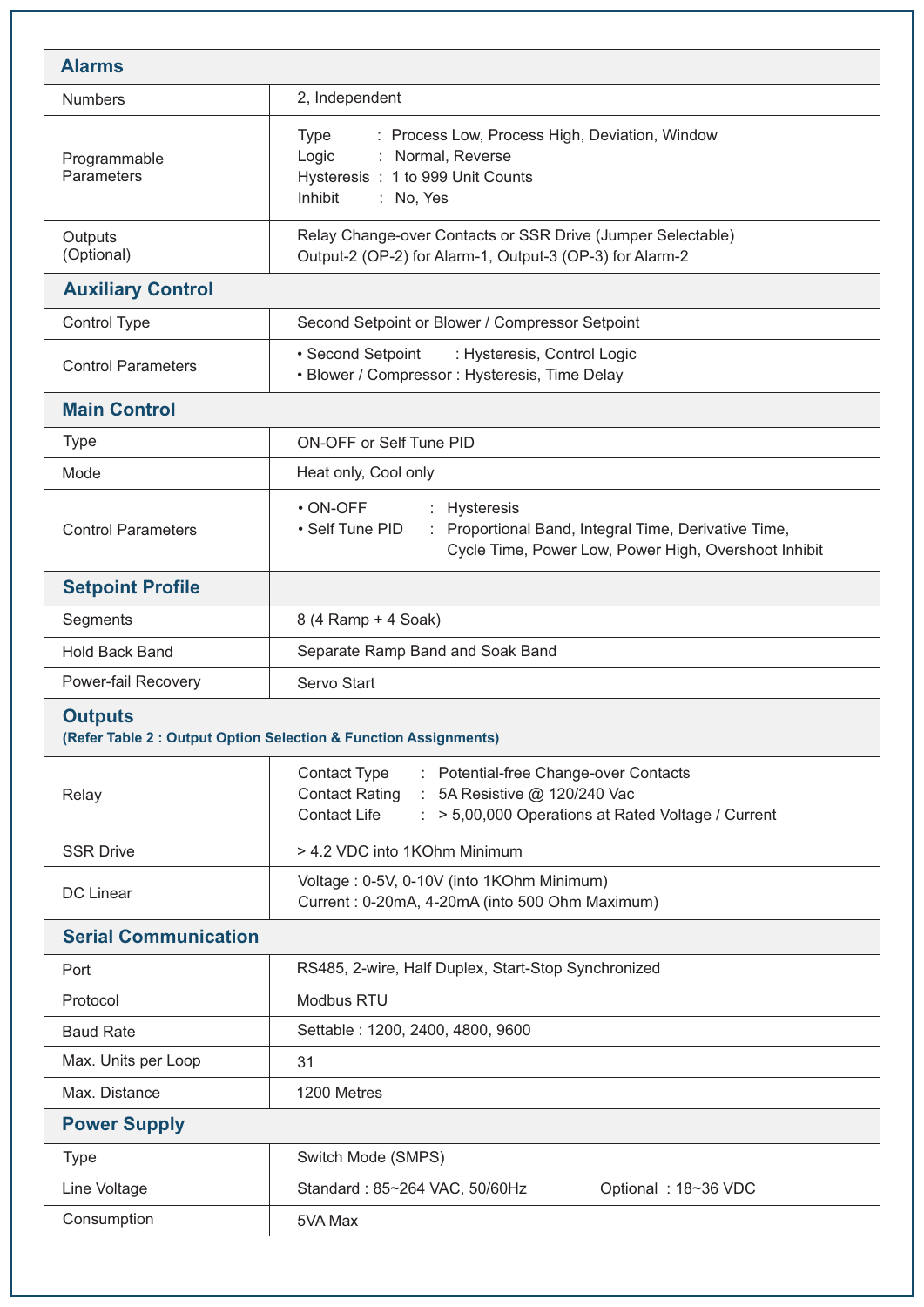## Alarms

| | |
|---|---|
| Numbers | 2, Independent |
| Programmable Parameters | Type : Process Low, Process High, Deviation, Window<br>Logic : Normal, Reverse<br>Hysteresis : 1 to 999 Unit Counts<br>Inhibit : No, Yes |
| Outputs (Optional) | Relay Change-over Contacts or SSR Drive (Jumper Selectable)<br>Output-2 (OP-2) for Alarm-1, Output-3 (OP-3) for Alarm-2 |

## Auxiliary Control

| | |
|---|---|
| Control Type | Second Setpoint or Blower / Compressor Setpoint |
| Control Parameters | • Second Setpoint : Hysteresis, Control Logic<br>• Blower / Compressor : Hysteresis, Time Delay |

## Main Control

| | |
|---|---|
| Type | ON-OFF or Self Tune PID |
| Mode | Heat only, Cool only |
| Control Parameters | • ON-OFF : Hysteresis<br>• Self Tune PID : Proportional Band, Integral Time, Derivative Time, Cycle Time, Power Low, Power High, Overshoot Inhibit |

## Setpoint Profile

| | |
|---|---|
| Segments | 8 (4 Ramp + 4 Soak) |
| Hold Back Band | Separate Ramp Band and Soak Band |
| Power-fail Recovery | Servo Start |

## Outputs

**(Refer Table 2 : Output Option Selection & Function Assignments)**

| | |
|---|---|
| Relay | Contact Type : Potential-free Change-over Contacts<br>Contact Rating : 5A Resistive @ 120/240 Vac<br>Contact Life : > 5,00,000 Operations at Rated Voltage / Current |
| SSR Drive | > 4.2 VDC into 1KOhm Minimum |
| DC Linear | Voltage : 0-5V, 0-10V (into 1KOhm Minimum)<br>Current : 0-20mA, 4-20mA (into 500 Ohm Maximum) |

## Serial Communication

| | |
|---|---|
| Port | RS485, 2-wire, Half Duplex, Start-Stop Synchronized |
| Protocol | Modbus RTU |
| Baud Rate | Settable : 1200, 2400, 4800, 9600 |
| Max. Units per Loop | 31 |
| Max. Distance | 1200 Metres |

## Power Supply

| | |
|---|---|
| Type | Switch Mode (SMPS) |
| Line Voltage | Standard : 85~264 VAC, 50/60Hz Optional : 18~36 VDC |
| Consumption | 5VA Max |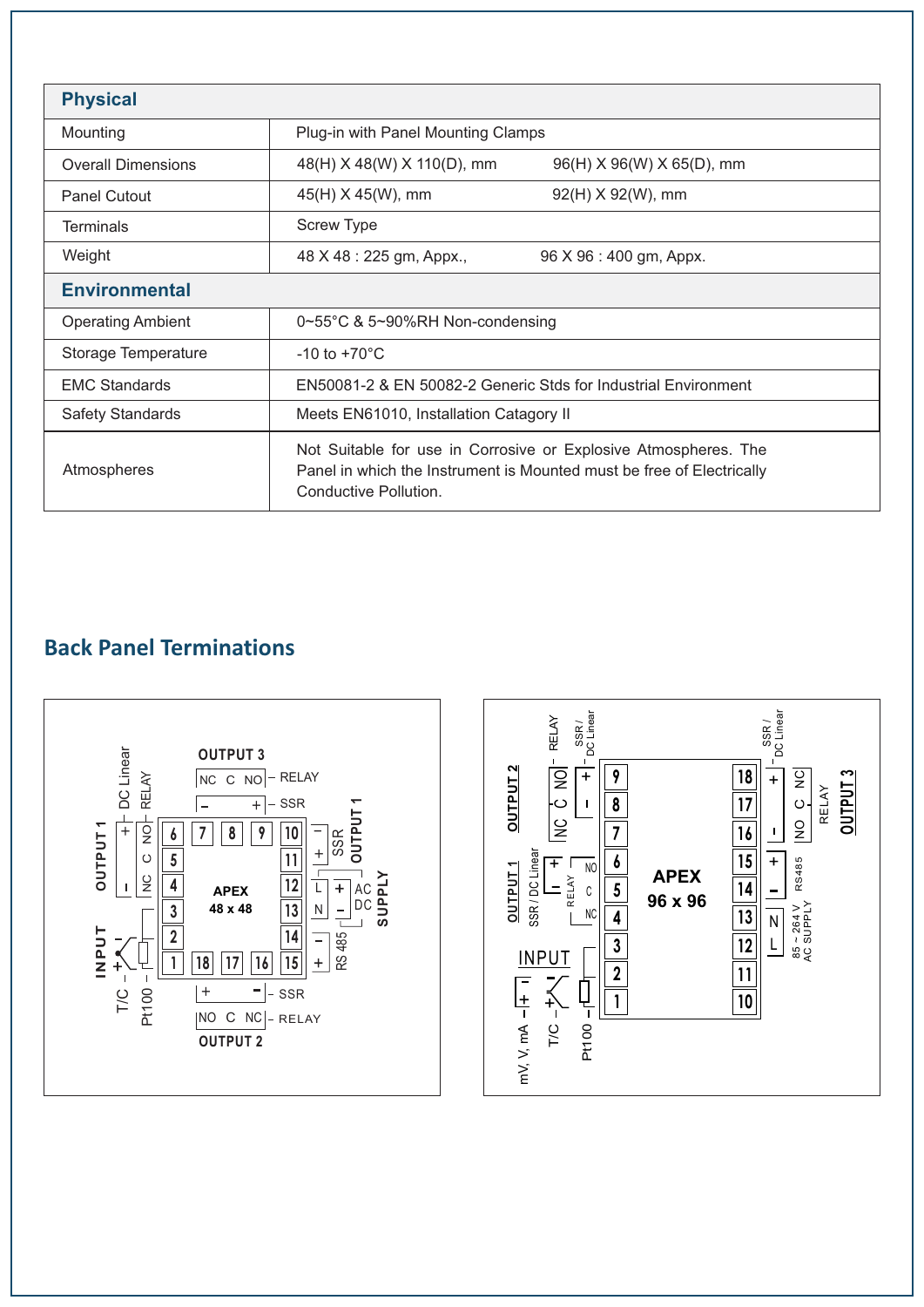| Physical | | |
|---|---|---|
| Mounting | Plug-in with Panel Mounting Clamps | |
| Overall Dimensions | 48(H) X 48(W) X 110(D), mm | 96(H) X 96(W) X 65(D), mm |
| Panel Cutout | 45(H) X 45(W), mm | 92(H) X 92(W), mm |
| Terminals | Screw Type | |
| Weight | 48 X 48 : 225 gm, Appx., | 96 X 96 : 400 gm, Appx. |
| **Environmental** | | |
| Operating Ambient | 0~55°C & 5~90%RH Non-condensing | |
| Storage Temperature | -10 to +70°C | |
| EMC Standards | EN50081-2 & EN 50082-2 Generic Stds for Industrial Environment | |
| Safety Standards | Meets EN61010, Installation Catagory II | |
| Atmospheres | Not Suitable for use in Corrosive or Explosive Atmospheres. The Panel in which the Instrument is Mounted must be free of Electrically Conductive Pollution. | |

## Back Panel Terminations

**APEX 48 x 48**

- INPUT: T/C (+ on 1, − on 2); Pt100 (1, 2, 3)
- OUTPUT 1: DC Linear (+ 6, − 4); RELAY (NO 6, C 5, NC 4)
- OUTPUT 3: RELAY (NC 7, C 8, NO 9); SSR (− 7, + 9)
- OUTPUT 1 SSR: − 10, + 11
- SUPPLY AC/DC: L 12, N 13 (+ 12, − 13)
- RS 485: − 14, + 15
- OUTPUT 2: SSR (+ 18, − 16); RELAY (NO 18, C 17, NC 16)

**APEX 96 x 96**

- OUTPUT 2: RELAY (NC 7, C 8, NO 9); SSR / DC Linear (+ 9, − 8)
- OUTPUT 1: SSR / DC Linear (+ 6, − 5); RELAY (NO 6, C 5, NC 4)
- INPUT: mV, V, mA (+ 2, − 1); T/C (+ 2, − 1); Pt100 (1, 2, 3)
- OUTPUT 3: SSR / DC Linear (+ 18, − 16); RELAY (NO 16, C 17, NC 18)
- RS485: + 15, − 14
- 85 ~ 264 V AC SUPPLY: N 13, L 12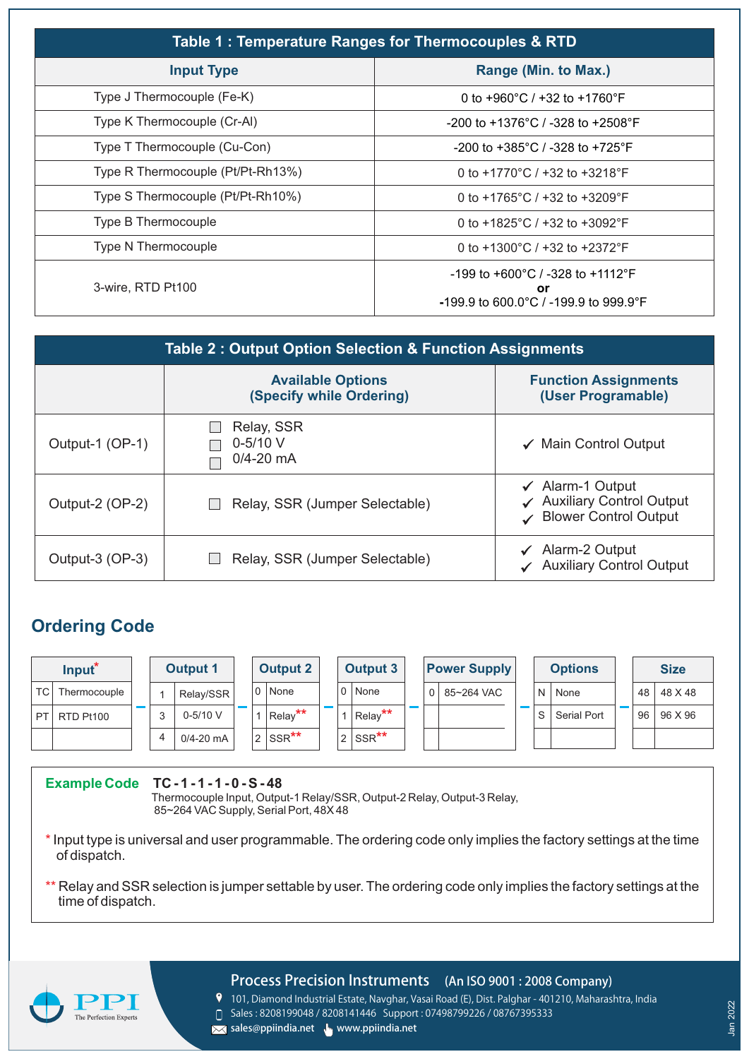## Table 1 : Temperature Ranges for Thermocouples & RTD

| Input Type | Range (Min. to Max.) |
|---|---|
| Type J Thermocouple (Fe-K) | 0 to +960°C / +32 to +1760°F |
| Type K Thermocouple (Cr-Al) | -200 to +1376°C / -328 to +2508°F |
| Type T Thermocouple (Cu-Con) | -200 to +385°C / -328 to +725°F |
| Type R Thermocouple (Pt/Pt-Rh13%) | 0 to +1770°C / +32 to +3218°F |
| Type S Thermocouple (Pt/Pt-Rh10%) | 0 to +1765°C / +32 to +3209°F |
| Type B Thermocouple | 0 to +1825°C / +32 to +3092°F |
| Type N Thermocouple | 0 to +1300°C / +32 to +2372°F |
| 3-wire, RTD Pt100 | -199 to +600°C / -328 to +1112°F **or** -199.9 to 600.0°C / -199.9 to 999.9°F |

## Table 2 : Output Option Selection & Function Assignments

| | Available Options (Specify while Ordering) | Function Assignments (User Programable) |
|---|---|---|
| Output-1 (OP-1) | ☐ Relay, SSR<br>☐ 0-5/10 V<br>☐ 0/4-20 mA | ✓ Main Control Output |
| Output-2 (OP-2) | ☐ Relay, SSR (Jumper Selectable) | ✓ Alarm-1 Output<br>✓ Auxiliary Control Output<br>✓ Blower Control Output |
| Output-3 (OP-3) | ☐ Relay, SSR (Jumper Selectable) | ✓ Alarm-2 Output<br>✓ Auxiliary Control Output |

## Ordering Code

**Input***

| | |
|---|---|
| TC | Thermocouple |
| PT | RTD Pt100 |

**Output 1**

| | |
|---|---|
| 1 | Relay/SSR |
| 3 | 0-5/10 V |
| 4 | 0/4-20 mA |

**Output 2**

| | |
|---|---|
| 0 | None |
| 1 | Relay** |
| 2 | SSR** |

**Output 3**

| | |
|---|---|
| 0 | None |
| 1 | Relay** |
| 2 | SSR** |

**Power Supply**

| | |
|---|---|
| 0 | 85~264 VAC |

**Options**

| | |
|---|---|
| N | None |
| S | Serial Port |

**Size**

| | |
|---|---|
| 48 | 48 X 48 |
| 96 | 96 X 96 |

**Example Code** **TC - 1 - 1 - 1 - 0 - S - 48**
Thermocouple Input, Output-1 Relay/SSR, Output-2 Relay, Output-3 Relay, 85~264 VAC Supply, Serial Port, 48X 48

\* Input type is universal and user programmable. The ordering code only implies the factory settings at the time of dispatch.

** Relay and SSR selection is jumper settable by user. The ordering code only implies the factory settings at the time of dispatch.

PPI The Perfection Experts

**Process Precision Instruments** (An ISO 9001 : 2008 Company)

101, Diamond Industrial Estate, Navghar, Vasai Road (E), Dist. Palghar - 401210, Maharashtra, India
Sales : 8208199048 / 8208141446 Support : 07498799226 / 08767395333
sales@ppiindia.net www.ppiindia.net

Jan 2022